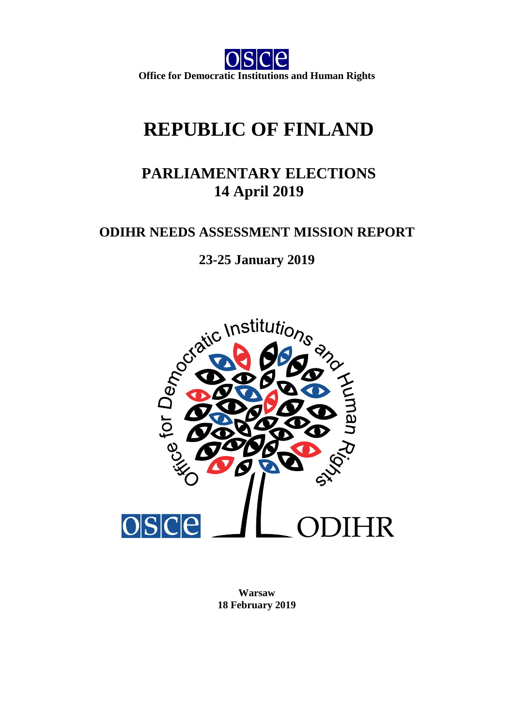**Office for Democratic Institutions and Human Rights**

# REPUBLIC OF FINLAND

## PARLIAMENTARY ELECTIONS
## 14 April 2019

### ODIHR NEEDS ASSESSMENT MISSION REPORT

### 23-25 January 2019

**Warsaw**
**18 February 2019**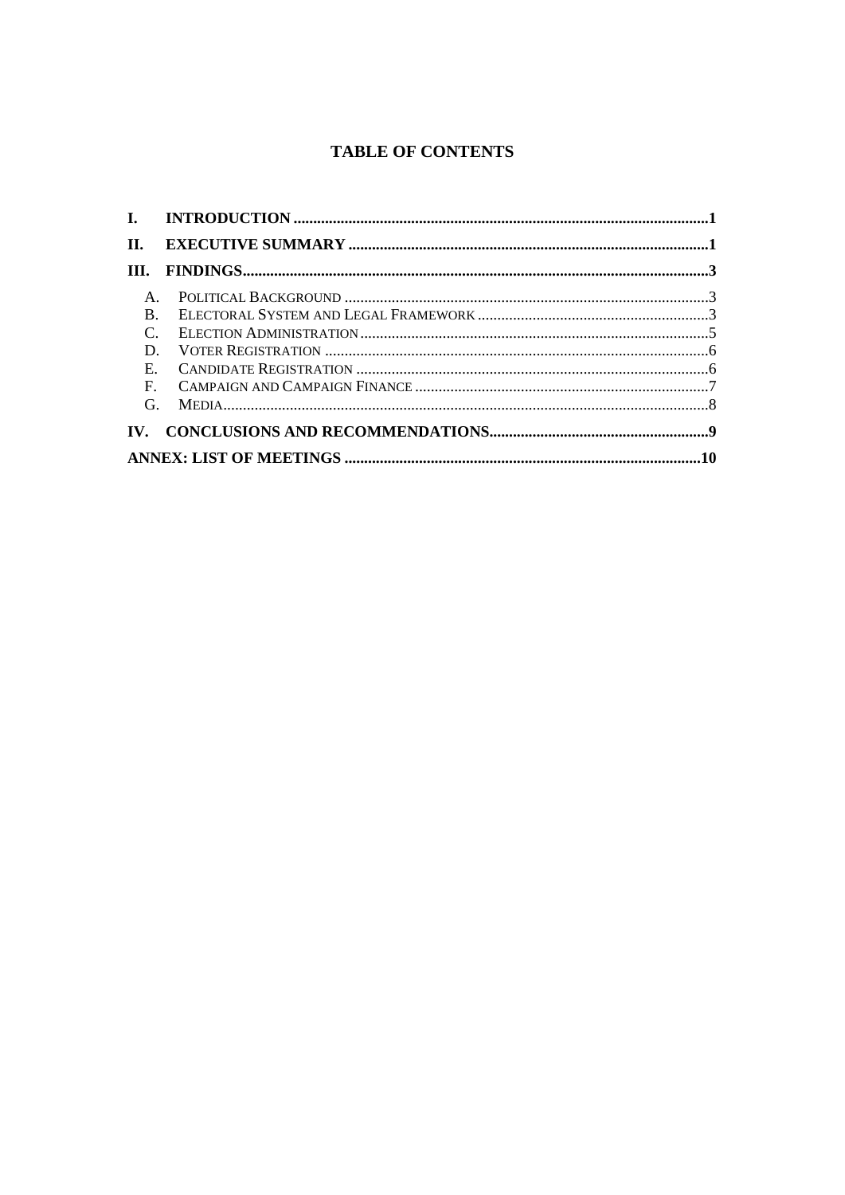## TABLE OF CONTENTS

- **I. INTRODUCTION** ..... **1**
- **II. EXECUTIVE SUMMARY** ..... **1**
- **III. FINDINGS** ..... **3**
  - A. POLITICAL BACKGROUND ..... 3
  - B. ELECTORAL SYSTEM AND LEGAL FRAMEWORK ..... 3
  - C. ELECTION ADMINISTRATION ..... 5
  - D. VOTER REGISTRATION ..... 6
  - E. CANDIDATE REGISTRATION ..... 6
  - F. CAMPAIGN AND CAMPAIGN FINANCE ..... 7
  - G. MEDIA ..... 8
- **IV. CONCLUSIONS AND RECOMMENDATIONS** ..... **9**
- **ANNEX: LIST OF MEETINGS** ..... **10**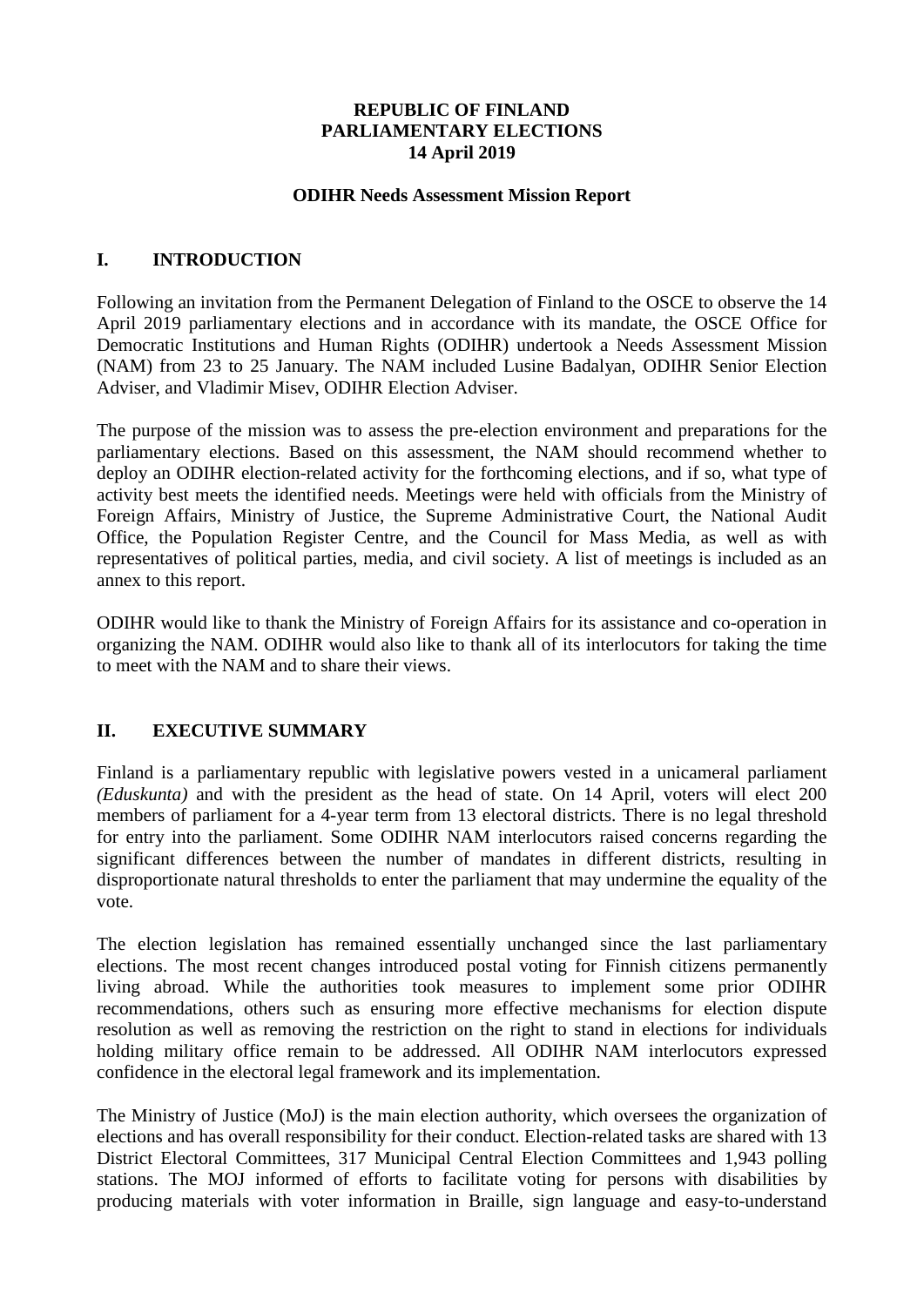**REPUBLIC OF FINLAND**
**PARLIAMENTARY ELECTIONS**
**14 April 2019**

**ODIHR Needs Assessment Mission Report**

## I. INTRODUCTION

Following an invitation from the Permanent Delegation of Finland to the OSCE to observe the 14 April 2019 parliamentary elections and in accordance with its mandate, the OSCE Office for Democratic Institutions and Human Rights (ODIHR) undertook a Needs Assessment Mission (NAM) from 23 to 25 January. The NAM included Lusine Badalyan, ODIHR Senior Election Adviser, and Vladimir Misev, ODIHR Election Adviser.

The purpose of the mission was to assess the pre-election environment and preparations for the parliamentary elections. Based on this assessment, the NAM should recommend whether to deploy an ODIHR election-related activity for the forthcoming elections, and if so, what type of activity best meets the identified needs. Meetings were held with officials from the Ministry of Foreign Affairs, Ministry of Justice, the Supreme Administrative Court, the National Audit Office, the Population Register Centre, and the Council for Mass Media, as well as with representatives of political parties, media, and civil society. A list of meetings is included as an annex to this report.

ODIHR would like to thank the Ministry of Foreign Affairs for its assistance and co-operation in organizing the NAM. ODIHR would also like to thank all of its interlocutors for taking the time to meet with the NAM and to share their views.

## II. EXECUTIVE SUMMARY

Finland is a parliamentary republic with legislative powers vested in a unicameral parliament *(Eduskunta)* and with the president as the head of state. On 14 April, voters will elect 200 members of parliament for a 4-year term from 13 electoral districts. There is no legal threshold for entry into the parliament. Some ODIHR NAM interlocutors raised concerns regarding the significant differences between the number of mandates in different districts, resulting in disproportionate natural thresholds to enter the parliament that may undermine the equality of the vote.

The election legislation has remained essentially unchanged since the last parliamentary elections. The most recent changes introduced postal voting for Finnish citizens permanently living abroad. While the authorities took measures to implement some prior ODIHR recommendations, others such as ensuring more effective mechanisms for election dispute resolution as well as removing the restriction on the right to stand in elections for individuals holding military office remain to be addressed. All ODIHR NAM interlocutors expressed confidence in the electoral legal framework and its implementation.

The Ministry of Justice (MoJ) is the main election authority, which oversees the organization of elections and has overall responsibility for their conduct. Election-related tasks are shared with 13 District Electoral Committees, 317 Municipal Central Election Committees and 1,943 polling stations. The MOJ informed of efforts to facilitate voting for persons with disabilities by producing materials with voter information in Braille, sign language and easy-to-understand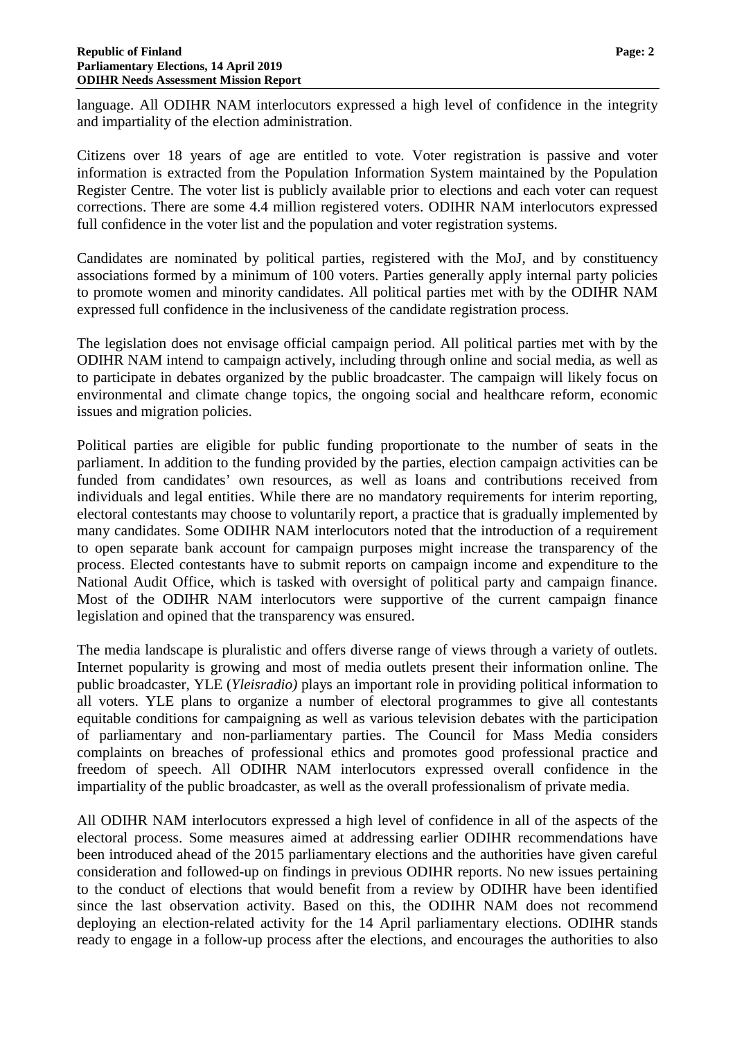language. All ODIHR NAM interlocutors expressed a high level of confidence in the integrity and impartiality of the election administration.

Citizens over 18 years of age are entitled to vote. Voter registration is passive and voter information is extracted from the Population Information System maintained by the Population Register Centre. The voter list is publicly available prior to elections and each voter can request corrections. There are some 4.4 million registered voters. ODIHR NAM interlocutors expressed full confidence in the voter list and the population and voter registration systems.

Candidates are nominated by political parties, registered with the MoJ, and by constituency associations formed by a minimum of 100 voters. Parties generally apply internal party policies to promote women and minority candidates. All political parties met with by the ODIHR NAM expressed full confidence in the inclusiveness of the candidate registration process.

The legislation does not envisage official campaign period. All political parties met with by the ODIHR NAM intend to campaign actively, including through online and social media, as well as to participate in debates organized by the public broadcaster. The campaign will likely focus on environmental and climate change topics, the ongoing social and healthcare reform, economic issues and migration policies.

Political parties are eligible for public funding proportionate to the number of seats in the parliament. In addition to the funding provided by the parties, election campaign activities can be funded from candidates' own resources, as well as loans and contributions received from individuals and legal entities. While there are no mandatory requirements for interim reporting, electoral contestants may choose to voluntarily report, a practice that is gradually implemented by many candidates. Some ODIHR NAM interlocutors noted that the introduction of a requirement to open separate bank account for campaign purposes might increase the transparency of the process. Elected contestants have to submit reports on campaign income and expenditure to the National Audit Office, which is tasked with oversight of political party and campaign finance. Most of the ODIHR NAM interlocutors were supportive of the current campaign finance legislation and opined that the transparency was ensured.

The media landscape is pluralistic and offers diverse range of views through a variety of outlets. Internet popularity is growing and most of media outlets present their information online. The public broadcaster, YLE (*Yleisradio)* plays an important role in providing political information to all voters. YLE plans to organize a number of electoral programmes to give all contestants equitable conditions for campaigning as well as various television debates with the participation of parliamentary and non-parliamentary parties. The Council for Mass Media considers complaints on breaches of professional ethics and promotes good professional practice and freedom of speech. All ODIHR NAM interlocutors expressed overall confidence in the impartiality of the public broadcaster, as well as the overall professionalism of private media.

All ODIHR NAM interlocutors expressed a high level of confidence in all of the aspects of the electoral process. Some measures aimed at addressing earlier ODIHR recommendations have been introduced ahead of the 2015 parliamentary elections and the authorities have given careful consideration and followed-up on findings in previous ODIHR reports. No new issues pertaining to the conduct of elections that would benefit from a review by ODIHR have been identified since the last observation activity. Based on this, the ODIHR NAM does not recommend deploying an election-related activity for the 14 April parliamentary elections. ODIHR stands ready to engage in a follow-up process after the elections, and encourages the authorities to also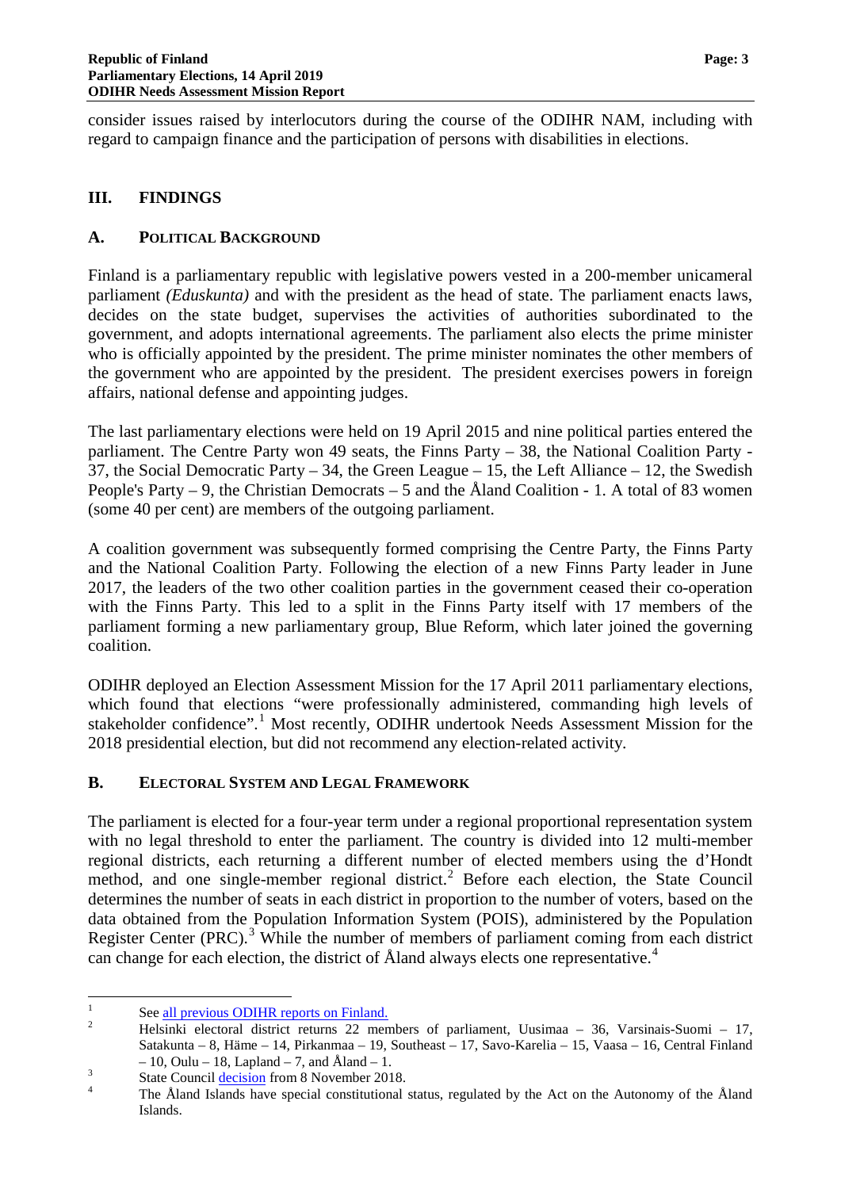consider issues raised by interlocutors during the course of the ODIHR NAM, including with regard to campaign finance and the participation of persons with disabilities in elections.

## III. FINDINGS

### A. POLITICAL BACKGROUND

Finland is a parliamentary republic with legislative powers vested in a 200-member unicameral parliament *(Eduskunta)* and with the president as the head of state. The parliament enacts laws, decides on the state budget, supervises the activities of authorities subordinated to the government, and adopts international agreements. The parliament also elects the prime minister who is officially appointed by the president. The prime minister nominates the other members of the government who are appointed by the president. The president exercises powers in foreign affairs, national defense and appointing judges.

The last parliamentary elections were held on 19 April 2015 and nine political parties entered the parliament. The Centre Party won 49 seats, the Finns Party – 38, the National Coalition Party - 37, the Social Democratic Party – 34, the Green League – 15, the Left Alliance – 12, the Swedish People's Party – 9, the Christian Democrats – 5 and the Åland Coalition - 1. A total of 83 women (some 40 per cent) are members of the outgoing parliament.

A coalition government was subsequently formed comprising the Centre Party, the Finns Party and the National Coalition Party. Following the election of a new Finns Party leader in June 2017, the leaders of the two other coalition parties in the government ceased their co-operation with the Finns Party. This led to a split in the Finns Party itself with 17 members of the parliament forming a new parliamentary group, Blue Reform, which later joined the governing coalition.

ODIHR deployed an Election Assessment Mission for the 17 April 2011 parliamentary elections, which found that elections "were professionally administered, commanding high levels of stakeholder confidence".[1] Most recently, ODIHR undertook Needs Assessment Mission for the 2018 presidential election, but did not recommend any election-related activity.

### B. ELECTORAL SYSTEM AND LEGAL FRAMEWORK

The parliament is elected for a four-year term under a regional proportional representation system with no legal threshold to enter the parliament. The country is divided into 12 multi-member regional districts, each returning a different number of elected members using the d'Hondt method, and one single-member regional district.[2] Before each election, the State Council determines the number of seats in each district in proportion to the number of voters, based on the data obtained from the Population Information System (POIS), administered by the Population Register Center (PRC).[3] While the number of members of parliament coming from each district can change for each election, the district of Åland always elects one representative.[4]

---

[1] See all previous ODIHR reports on Finland.

[2] Helsinki electoral district returns 22 members of parliament, Uusimaa – 36, Varsinais-Suomi – 17, Satakunta – 8, Häme – 14, Pirkanmaa – 19, Southeast – 17, Savo-Karelia – 15, Vaasa – 16, Central Finland – 10, Oulu – 18, Lapland – 7, and Åland – 1.

[3] State Council decision from 8 November 2018.

[4] The Åland Islands have special constitutional status, regulated by the Act on the Autonomy of the Åland Islands.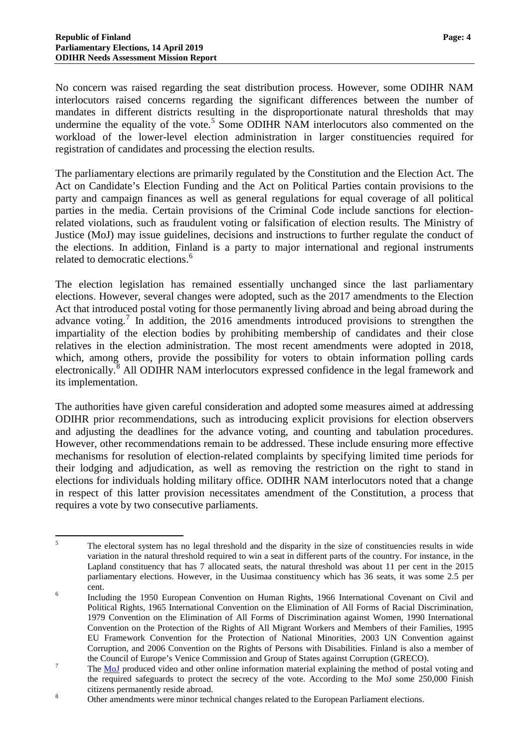No concern was raised regarding the seat distribution process. However, some ODIHR NAM interlocutors raised concerns regarding the significant differences between the number of mandates in different districts resulting in the disproportionate natural thresholds that may undermine the equality of the vote.[5] Some ODIHR NAM interlocutors also commented on the workload of the lower-level election administration in larger constituencies required for registration of candidates and processing the election results.

The parliamentary elections are primarily regulated by the Constitution and the Election Act. The Act on Candidate's Election Funding and the Act on Political Parties contain provisions to the party and campaign finances as well as general regulations for equal coverage of all political parties in the media. Certain provisions of the Criminal Code include sanctions for election-related violations, such as fraudulent voting or falsification of election results. The Ministry of Justice (MoJ) may issue guidelines, decisions and instructions to further regulate the conduct of the elections. In addition, Finland is a party to major international and regional instruments related to democratic elections.[6]

The election legislation has remained essentially unchanged since the last parliamentary elections. However, several changes were adopted, such as the 2017 amendments to the Election Act that introduced postal voting for those permanently living abroad and being abroad during the advance voting.[7] In addition, the 2016 amendments introduced provisions to strengthen the impartiality of the election bodies by prohibiting membership of candidates and their close relatives in the election administration. The most recent amendments were adopted in 2018, which, among others, provide the possibility for voters to obtain information polling cards electronically.[8] All ODIHR NAM interlocutors expressed confidence in the legal framework and its implementation.

The authorities have given careful consideration and adopted some measures aimed at addressing ODIHR prior recommendations, such as introducing explicit provisions for election observers and adjusting the deadlines for the advance voting, and counting and tabulation procedures. However, other recommendations remain to be addressed. These include ensuring more effective mechanisms for resolution of election-related complaints by specifying limited time periods for their lodging and adjudication, as well as removing the restriction on the right to stand in elections for individuals holding military office. ODIHR NAM interlocutors noted that a change in respect of this latter provision necessitates amendment of the Constitution, a process that requires a vote by two consecutive parliaments.

---

[5] The electoral system has no legal threshold and the disparity in the size of constituencies results in wide variation in the natural threshold required to win a seat in different parts of the country. For instance, in the Lapland constituency that has 7 allocated seats, the natural threshold was about 11 per cent in the 2015 parliamentary elections. However, in the Uusimaa constituency which has 36 seats, it was some 2.5 per cent.

[6] Including the 1950 European Convention on Human Rights, 1966 International Covenant on Civil and Political Rights, 1965 International Convention on the Elimination of All Forms of Racial Discrimination, 1979 Convention on the Elimination of All Forms of Discrimination against Women, 1990 International Convention on the Protection of the Rights of All Migrant Workers and Members of their Families, 1995 EU Framework Convention for the Protection of National Minorities, 2003 UN Convention against Corruption, and 2006 Convention on the Rights of Persons with Disabilities. Finland is also a member of the Council of Europe's Venice Commission and Group of States against Corruption (GRECO).

[7] The MoJ produced video and other online information material explaining the method of postal voting and the required safeguards to protect the secrecy of the vote. According to the MoJ some 250,000 Finish citizens permanently reside abroad.

[8] Other amendments were minor technical changes related to the European Parliament elections.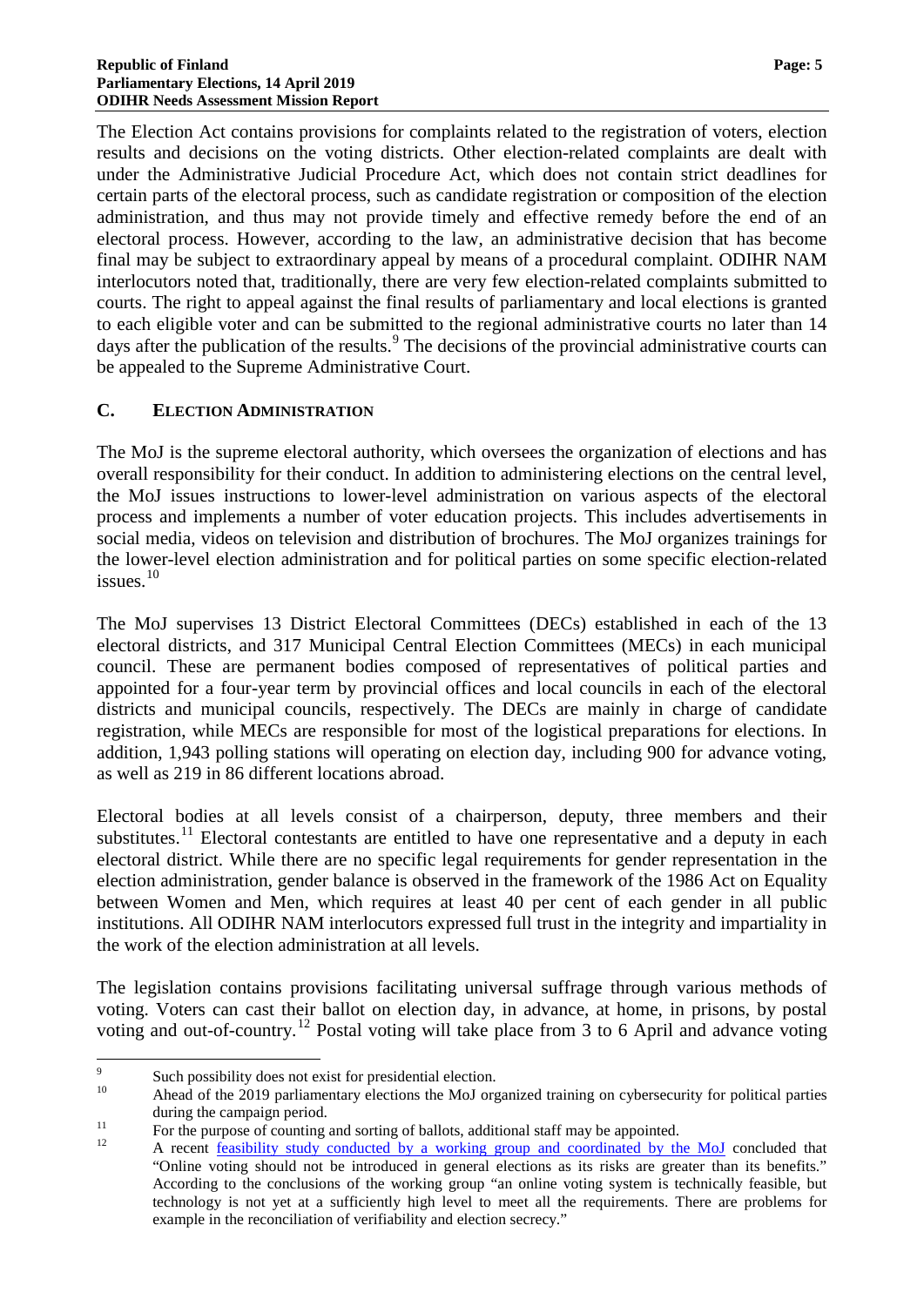The Election Act contains provisions for complaints related to the registration of voters, election results and decisions on the voting districts. Other election-related complaints are dealt with under the Administrative Judicial Procedure Act, which does not contain strict deadlines for certain parts of the electoral process, such as candidate registration or composition of the election administration, and thus may not provide timely and effective remedy before the end of an electoral process. However, according to the law, an administrative decision that has become final may be subject to extraordinary appeal by means of a procedural complaint. ODIHR NAM interlocutors noted that, traditionally, there are very few election-related complaints submitted to courts. The right to appeal against the final results of parliamentary and local elections is granted to each eligible voter and can be submitted to the regional administrative courts no later than 14 days after the publication of the results.[9] The decisions of the provincial administrative courts can be appealed to the Supreme Administrative Court.

## C. Election Administration

The MoJ is the supreme electoral authority, which oversees the organization of elections and has overall responsibility for their conduct. In addition to administering elections on the central level, the MoJ issues instructions to lower-level administration on various aspects of the electoral process and implements a number of voter education projects. This includes advertisements in social media, videos on television and distribution of brochures. The MoJ organizes trainings for the lower-level election administration and for political parties on some specific election-related issues.[10]

The MoJ supervises 13 District Electoral Committees (DECs) established in each of the 13 electoral districts, and 317 Municipal Central Election Committees (MECs) in each municipal council. These are permanent bodies composed of representatives of political parties and appointed for a four-year term by provincial offices and local councils in each of the electoral districts and municipal councils, respectively. The DECs are mainly in charge of candidate registration, while MECs are responsible for most of the logistical preparations for elections. In addition, 1,943 polling stations will operating on election day, including 900 for advance voting, as well as 219 in 86 different locations abroad.

Electoral bodies at all levels consist of a chairperson, deputy, three members and their substitutes.[11] Electoral contestants are entitled to have one representative and a deputy in each electoral district. While there are no specific legal requirements for gender representation in the election administration, gender balance is observed in the framework of the 1986 Act on Equality between Women and Men, which requires at least 40 per cent of each gender in all public institutions. All ODIHR NAM interlocutors expressed full trust in the integrity and impartiality in the work of the election administration at all levels.

The legislation contains provisions facilitating universal suffrage through various methods of voting. Voters can cast their ballot on election day, in advance, at home, in prisons, by postal voting and out-of-country.[12] Postal voting will take place from 3 to 6 April and advance voting

---

[9] Such possibility does not exist for presidential election.

[10] Ahead of the 2019 parliamentary elections the MoJ organized training on cybersecurity for political parties during the campaign period.

[11] For the purpose of counting and sorting of ballots, additional staff may be appointed.

[12] A recent feasibility study conducted by a working group and coordinated by the MoJ concluded that "Online voting should not be introduced in general elections as its risks are greater than its benefits." According to the conclusions of the working group "an online voting system is technically feasible, but technology is not yet at a sufficiently high level to meet all the requirements. There are problems for example in the reconciliation of verifiability and election secrecy."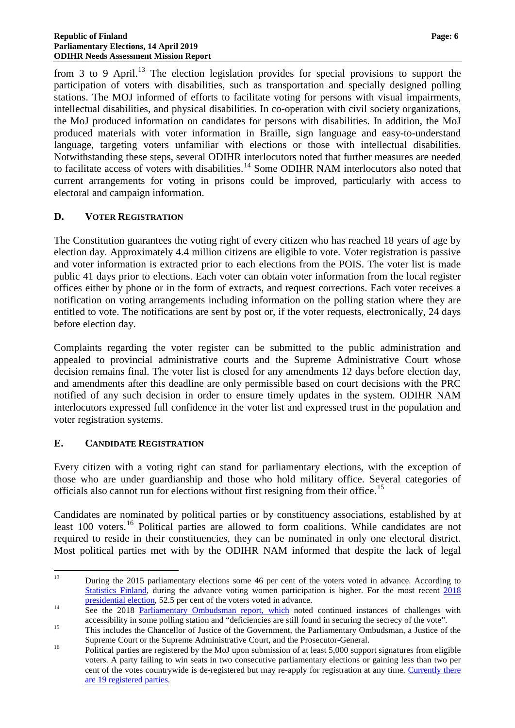from 3 to 9 April.[13] The election legislation provides for special provisions to support the participation of voters with disabilities, such as transportation and specially designed polling stations. The MOJ informed of efforts to facilitate voting for persons with visual impairments, intellectual disabilities, and physical disabilities. In co-operation with civil society organizations, the MoJ produced information on candidates for persons with disabilities. In addition, the MoJ produced materials with voter information in Braille, sign language and easy-to-understand language, targeting voters unfamiliar with elections or those with intellectual disabilities. Notwithstanding these steps, several ODIHR interlocutors noted that further measures are needed to facilitate access of voters with disabilities.[14] Some ODIHR NAM interlocutors also noted that current arrangements for voting in prisons could be improved, particularly with access to electoral and campaign information.

## D. Voter Registration

The Constitution guarantees the voting right of every citizen who has reached 18 years of age by election day. Approximately 4.4 million citizens are eligible to vote. Voter registration is passive and voter information is extracted prior to each elections from the POIS. The voter list is made public 41 days prior to elections. Each voter can obtain voter information from the local register offices either by phone or in the form of extracts, and request corrections. Each voter receives a notification on voting arrangements including information on the polling station where they are entitled to vote. The notifications are sent by post or, if the voter requests, electronically, 24 days before election day.

Complaints regarding the voter register can be submitted to the public administration and appealed to provincial administrative courts and the Supreme Administrative Court whose decision remains final. The voter list is closed for any amendments 12 days before election day, and amendments after this deadline are only permissible based on court decisions with the PRC notified of any such decision in order to ensure timely updates in the system. ODIHR NAM interlocutors expressed full confidence in the voter list and expressed trust in the population and voter registration systems.

## E. Candidate Registration

Every citizen with a voting right can stand for parliamentary elections, with the exception of those who are under guardianship and those who hold military office. Several categories of officials also cannot run for elections without first resigning from their office.[15]

Candidates are nominated by political parties or by constituency associations, established by at least 100 voters.[16] Political parties are allowed to form coalitions. While candidates are not required to reside in their constituencies, they can be nominated in only one electoral district. Most political parties met with by the ODIHR NAM informed that despite the lack of legal

---

[13] During the 2015 parliamentary elections some 46 per cent of the voters voted in advance. According to Statistics Finland, during the advance voting women participation is higher. For the most recent 2018 presidential election, 52.5 per cent of the voters voted in advance.

[14] See the 2018 Parliamentary Ombudsman report, which noted continued instances of challenges with accessibility in some polling station and "deficiencies are still found in securing the secrecy of the vote".

[15] This includes the Chancellor of Justice of the Government, the Parliamentary Ombudsman, a Justice of the Supreme Court or the Supreme Administrative Court, and the Prosecutor-General.

[16] Political parties are registered by the MoJ upon submission of at least 5,000 support signatures from eligible voters. A party failing to win seats in two consecutive parliamentary elections or gaining less than two per cent of the votes countrywide is de-registered but may re-apply for registration at any time. Currently there are 19 registered parties.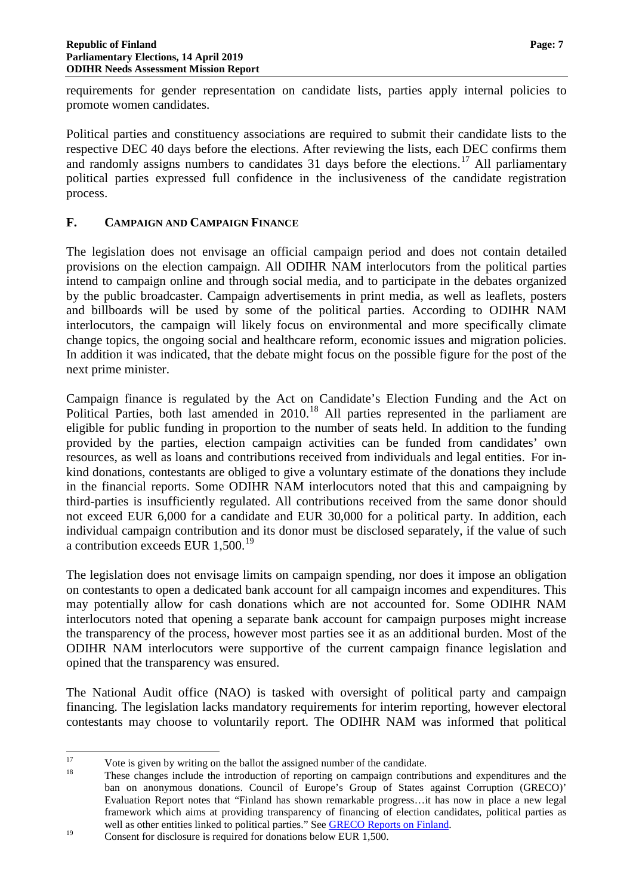requirements for gender representation on candidate lists, parties apply internal policies to promote women candidates.

Political parties and constituency associations are required to submit their candidate lists to the respective DEC 40 days before the elections. After reviewing the lists, each DEC confirms them and randomly assigns numbers to candidates 31 days before the elections.[17] All parliamentary political parties expressed full confidence in the inclusiveness of the candidate registration process.

## F. CAMPAIGN AND CAMPAIGN FINANCE

The legislation does not envisage an official campaign period and does not contain detailed provisions on the election campaign. All ODIHR NAM interlocutors from the political parties intend to campaign online and through social media, and to participate in the debates organized by the public broadcaster. Campaign advertisements in print media, as well as leaflets, posters and billboards will be used by some of the political parties. According to ODIHR NAM interlocutors, the campaign will likely focus on environmental and more specifically climate change topics, the ongoing social and healthcare reform, economic issues and migration policies. In addition it was indicated, that the debate might focus on the possible figure for the post of the next prime minister.

Campaign finance is regulated by the Act on Candidate's Election Funding and the Act on Political Parties, both last amended in 2010.[18] All parties represented in the parliament are eligible for public funding in proportion to the number of seats held. In addition to the funding provided by the parties, election campaign activities can be funded from candidates' own resources, as well as loans and contributions received from individuals and legal entities. For in-kind donations, contestants are obliged to give a voluntary estimate of the donations they include in the financial reports. Some ODIHR NAM interlocutors noted that this and campaigning by third-parties is insufficiently regulated. All contributions received from the same donor should not exceed EUR 6,000 for a candidate and EUR 30,000 for a political party. In addition, each individual campaign contribution and its donor must be disclosed separately, if the value of such a contribution exceeds EUR 1,500.[19]

The legislation does not envisage limits on campaign spending, nor does it impose an obligation on contestants to open a dedicated bank account for all campaign incomes and expenditures. This may potentially allow for cash donations which are not accounted for. Some ODIHR NAM interlocutors noted that opening a separate bank account for campaign purposes might increase the transparency of the process, however most parties see it as an additional burden. Most of the ODIHR NAM interlocutors were supportive of the current campaign finance legislation and opined that the transparency was ensured.

The National Audit office (NAO) is tasked with oversight of political party and campaign financing. The legislation lacks mandatory requirements for interim reporting, however electoral contestants may choose to voluntarily report. The ODIHR NAM was informed that political

---

[17] Vote is given by writing on the ballot the assigned number of the candidate.

[18] These changes include the introduction of reporting on campaign contributions and expenditures and the ban on anonymous donations. Council of Europe's Group of States against Corruption (GRECO)' Evaluation Report notes that "Finland has shown remarkable progress…it has now in place a new legal framework which aims at providing transparency of financing of election candidates, political parties as well as other entities linked to political parties." See GRECO Reports on Finland.

[19] Consent for disclosure is required for donations below EUR 1,500.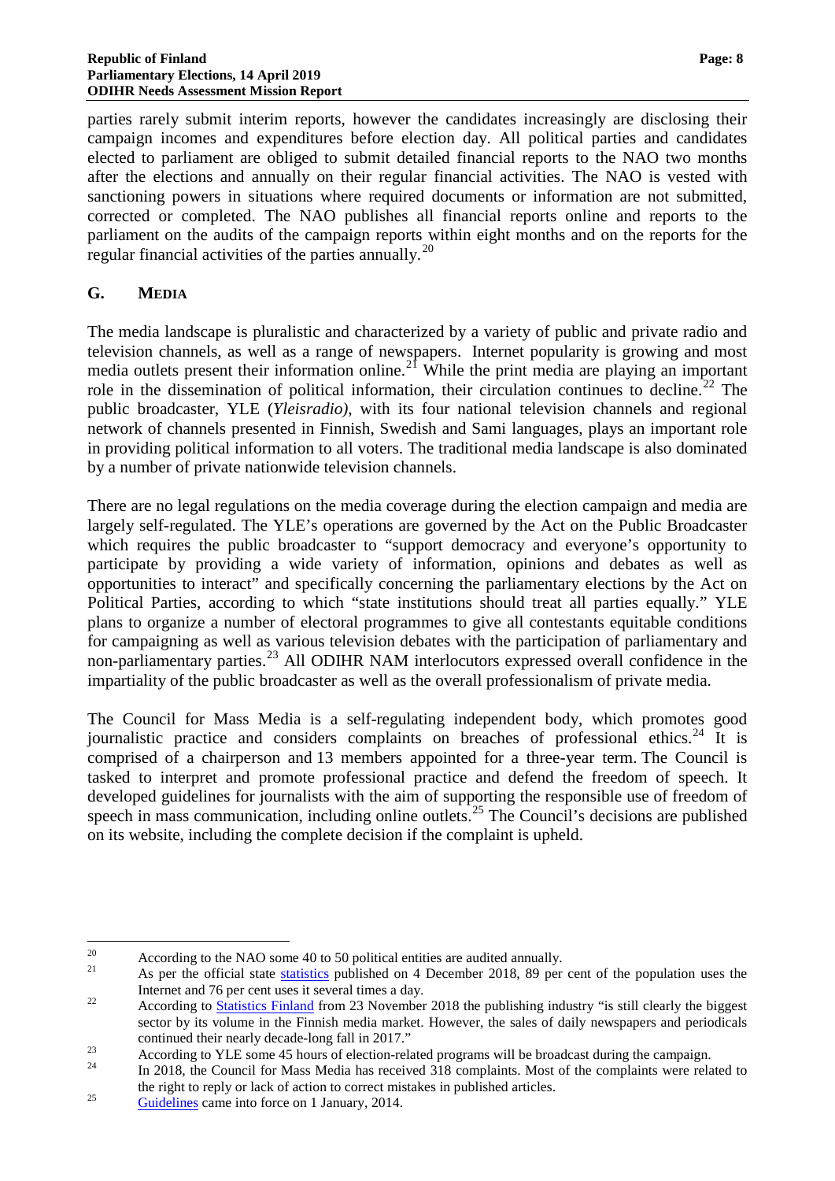parties rarely submit interim reports, however the candidates increasingly are disclosing their campaign incomes and expenditures before election day. All political parties and candidates elected to parliament are obliged to submit detailed financial reports to the NAO two months after the elections and annually on their regular financial activities. The NAO is vested with sanctioning powers in situations where required documents or information are not submitted, corrected or completed. The NAO publishes all financial reports online and reports to the parliament on the audits of the campaign reports within eight months and on the reports for the regular financial activities of the parties annually.[20]

## G. MEDIA

The media landscape is pluralistic and characterized by a variety of public and private radio and television channels, as well as a range of newspapers. Internet popularity is growing and most media outlets present their information online.[21] While the print media are playing an important role in the dissemination of political information, their circulation continues to decline.[22] The public broadcaster, YLE (*Yleisradio)*, with its four national television channels and regional network of channels presented in Finnish, Swedish and Sami languages, plays an important role in providing political information to all voters. The traditional media landscape is also dominated by a number of private nationwide television channels.

There are no legal regulations on the media coverage during the election campaign and media are largely self-regulated. The YLE's operations are governed by the Act on the Public Broadcaster which requires the public broadcaster to "support democracy and everyone's opportunity to participate by providing a wide variety of information, opinions and debates as well as opportunities to interact" and specifically concerning the parliamentary elections by the Act on Political Parties, according to which "state institutions should treat all parties equally." YLE plans to organize a number of electoral programmes to give all contestants equitable conditions for campaigning as well as various television debates with the participation of parliamentary and non-parliamentary parties.[23] All ODIHR NAM interlocutors expressed overall confidence in the impartiality of the public broadcaster as well as the overall professionalism of private media.

The Council for Mass Media is a self-regulating independent body, which promotes good journalistic practice and considers complaints on breaches of professional ethics.[24] It is comprised of a chairperson and 13 members appointed for a three-year term. The Council is tasked to interpret and promote professional practice and defend the freedom of speech. It developed guidelines for journalists with the aim of supporting the responsible use of freedom of speech in mass communication, including online outlets.[25] The Council's decisions are published on its website, including the complete decision if the complaint is upheld.

---

[20] According to the NAO some 40 to 50 political entities are audited annually.

[21] As per the official state statistics published on 4 December 2018, 89 per cent of the population uses the Internet and 76 per cent uses it several times a day.

[22] According to Statistics Finland from 23 November 2018 the publishing industry "is still clearly the biggest sector by its volume in the Finnish media market. However, the sales of daily newspapers and periodicals continued their nearly decade-long fall in 2017."

[23] According to YLE some 45 hours of election-related programs will be broadcast during the campaign.

[24] In 2018, the Council for Mass Media has received 318 complaints. Most of the complaints were related to the right to reply or lack of action to correct mistakes in published articles.

[25] Guidelines came into force on 1 January, 2014.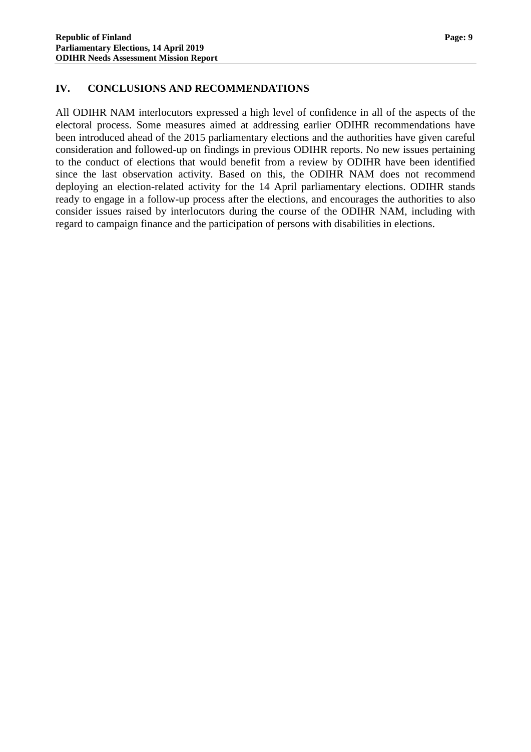## IV. CONCLUSIONS AND RECOMMENDATIONS

All ODIHR NAM interlocutors expressed a high level of confidence in all of the aspects of the electoral process. Some measures aimed at addressing earlier ODIHR recommendations have been introduced ahead of the 2015 parliamentary elections and the authorities have given careful consideration and followed-up on findings in previous ODIHR reports. No new issues pertaining to the conduct of elections that would benefit from a review by ODIHR have been identified since the last observation activity. Based on this, the ODIHR NAM does not recommend deploying an election-related activity for the 14 April parliamentary elections. ODIHR stands ready to engage in a follow-up process after the elections, and encourages the authorities to also consider issues raised by interlocutors during the course of the ODIHR NAM, including with regard to campaign finance and the participation of persons with disabilities in elections.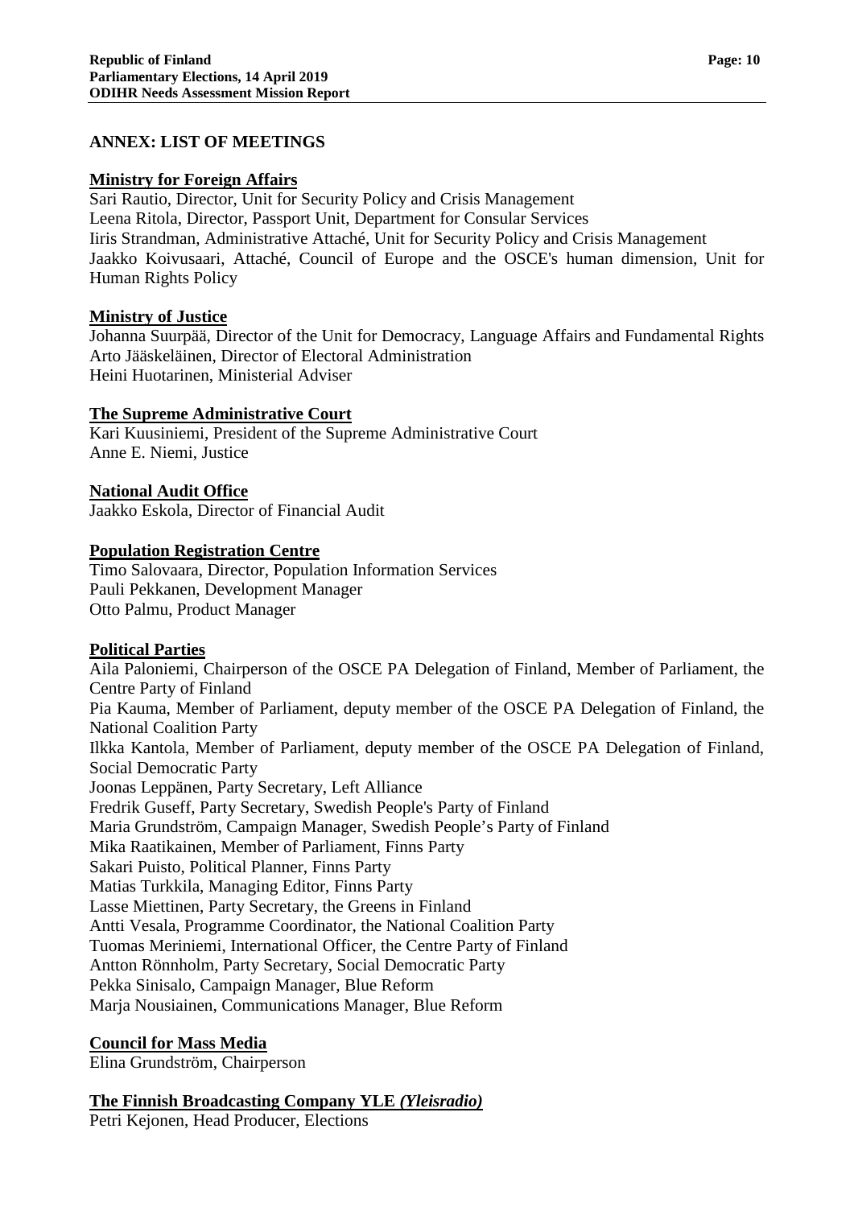## ANNEX: LIST OF MEETINGS

### Ministry for Foreign Affairs

Sari Rautio, Director, Unit for Security Policy and Crisis Management
Leena Ritola, Director, Passport Unit, Department for Consular Services
Iiris Strandman, Administrative Attaché, Unit for Security Policy and Crisis Management
Jaakko Koivusaari, Attaché, Council of Europe and the OSCE's human dimension, Unit for Human Rights Policy

### Ministry of Justice

Johanna Suurpää, Director of the Unit for Democracy, Language Affairs and Fundamental Rights
Arto Jääskeläinen, Director of Electoral Administration
Heini Huotarinen, Ministerial Adviser

### The Supreme Administrative Court

Kari Kuusiniemi, President of the Supreme Administrative Court
Anne E. Niemi, Justice

### National Audit Office

Jaakko Eskola, Director of Financial Audit

### Population Registration Centre

Timo Salovaara, Director, Population Information Services
Pauli Pekkanen, Development Manager
Otto Palmu, Product Manager

### Political Parties

Aila Paloniemi, Chairperson of the OSCE PA Delegation of Finland, Member of Parliament, the Centre Party of Finland
Pia Kauma, Member of Parliament, deputy member of the OSCE PA Delegation of Finland, the National Coalition Party
Ilkka Kantola, Member of Parliament, deputy member of the OSCE PA Delegation of Finland, Social Democratic Party
Joonas Leppänen, Party Secretary, Left Alliance
Fredrik Guseff, Party Secretary, Swedish People's Party of Finland
Maria Grundström, Campaign Manager, Swedish People's Party of Finland
Mika Raatikainen, Member of Parliament, Finns Party
Sakari Puisto, Political Planner, Finns Party
Matias Turkkila, Managing Editor, Finns Party
Lasse Miettinen, Party Secretary, the Greens in Finland
Antti Vesala, Programme Coordinator, the National Coalition Party
Tuomas Meriniemi, International Officer, the Centre Party of Finland
Antton Rönnholm, Party Secretary, Social Democratic Party
Pekka Sinisalo, Campaign Manager, Blue Reform
Marja Nousiainen, Communications Manager, Blue Reform

### Council for Mass Media

Elina Grundström, Chairperson

### The Finnish Broadcasting Company YLE *(Yleisradio)*

Petri Kejonen, Head Producer, Elections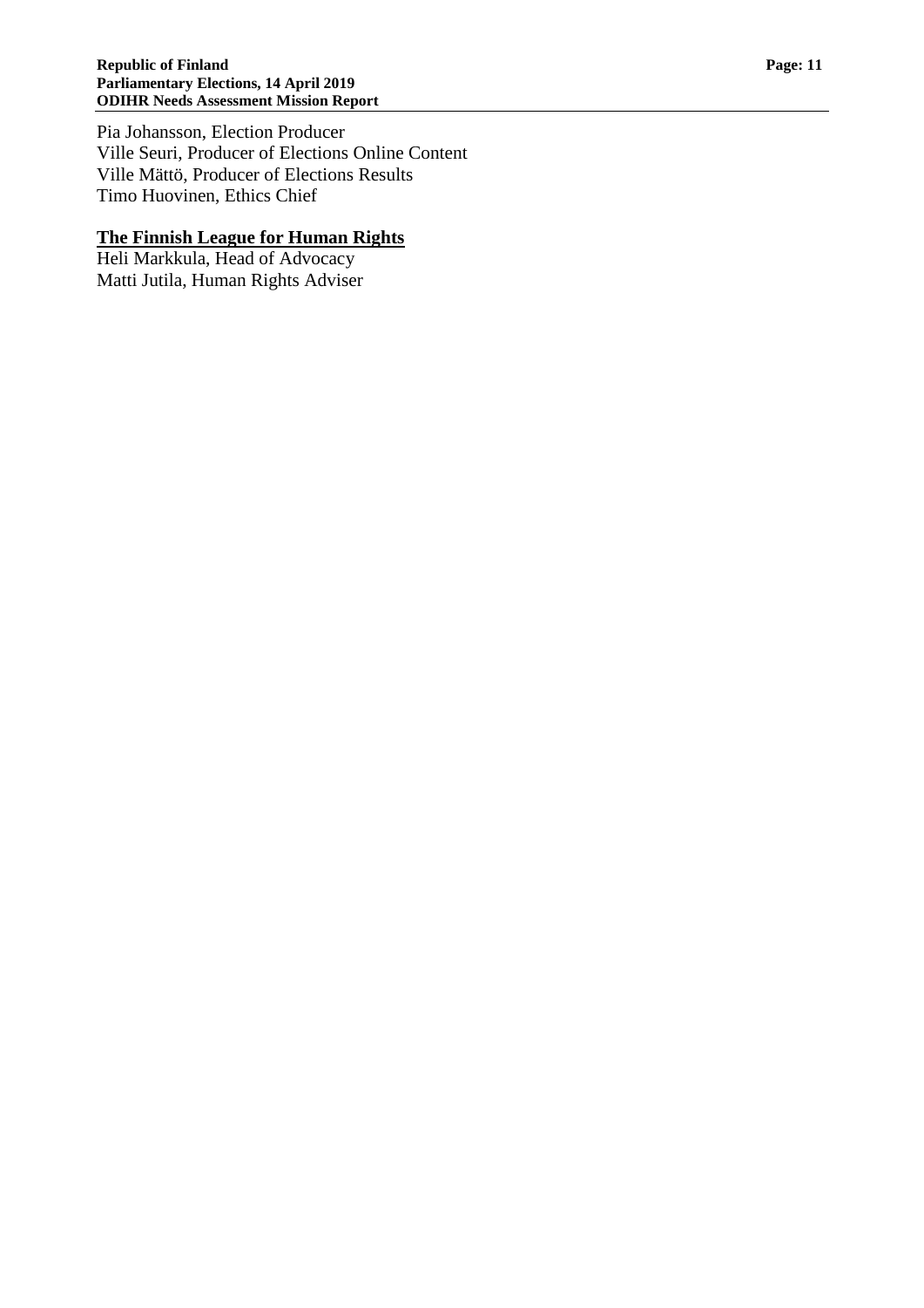Pia Johansson, Election Producer
Ville Seuri, Producer of Elections Online Content
Ville Mättö, Producer of Elections Results
Timo Huovinen, Ethics Chief

**The Finnish League for Human Rights**

Heli Markkula, Head of Advocacy
Matti Jutila, Human Rights Adviser